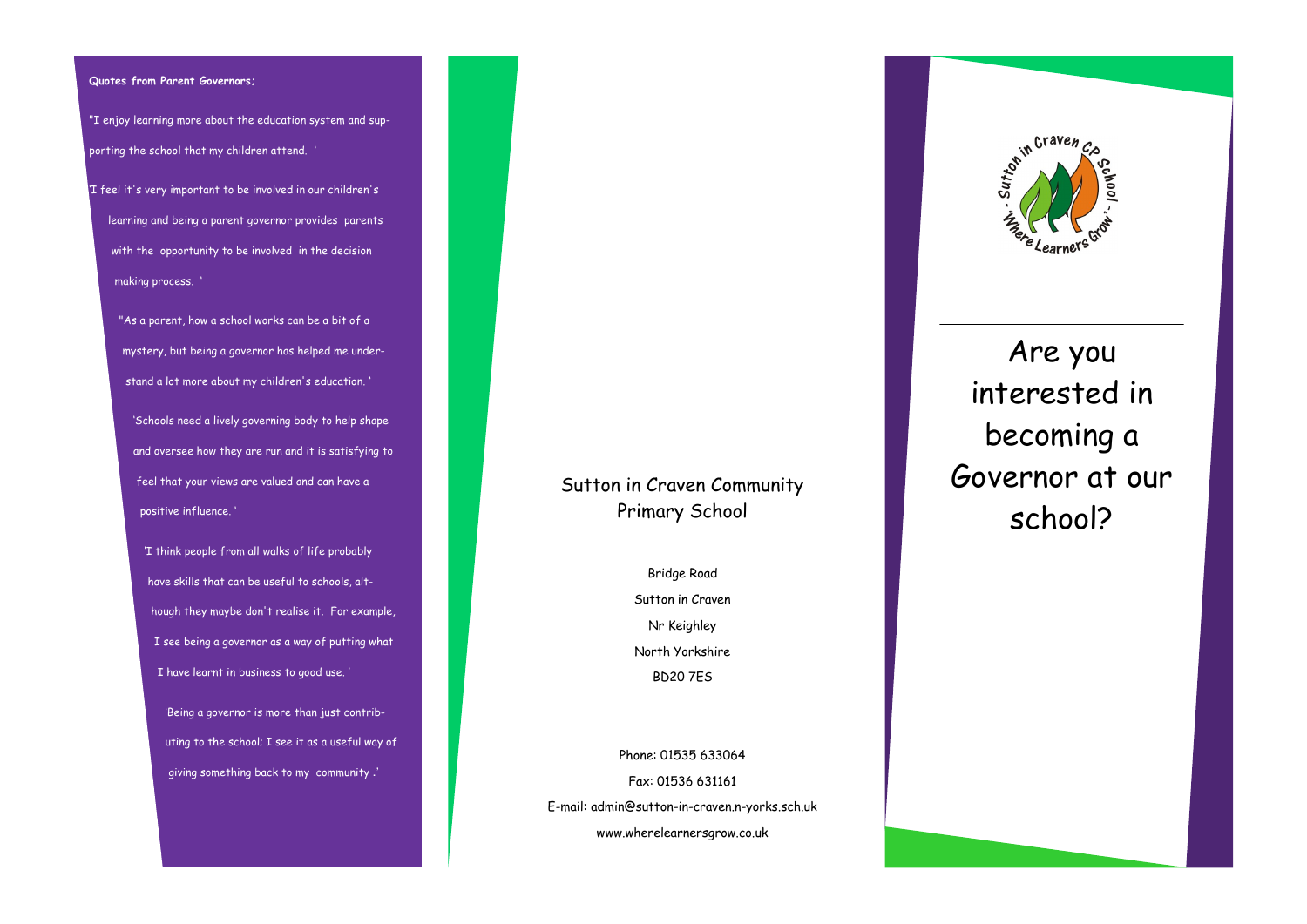**Quotes from Parent Governors;**

"I enjoy learning more about the education system and supporting the school that my children attend. '

'I feel it's very important to be involved in our children's learning and being a parent governor provides parents with the opportunity to be involved in the decision making process. '

"As a parent, how a school works can be a bit of a mystery, but being a governor has helped me understand a lot more about my children's education. '

'Schools need a lively governing body to help shape and oversee how they are run and it is satisfying to feel that your views are valued and can have a positive influence. '

'I think people from all walks of life probably have skills that can be useful to schools, although they maybe don't realise it. For example, I see being a governor as a way of putting what I have learnt in business to good use. '

'Being a governor is more than just contributing to the school; I see it as a useful way of giving something back to my community .'

Sutton in Craven Community Primary School

Bridge Road
Sutton in Craven
Nr Keighley
North Yorkshire
BD20 7ES

Phone: 01535 633064
Fax: 01536 631161
E-mail: admin@sutton-in-craven.n-yorks.sch.uk
www.wherelearnersgrow.co.uk

Sutton in Craven CP School - 'Where Learners Grow' -

# Are you interested in becoming a Governor at our school?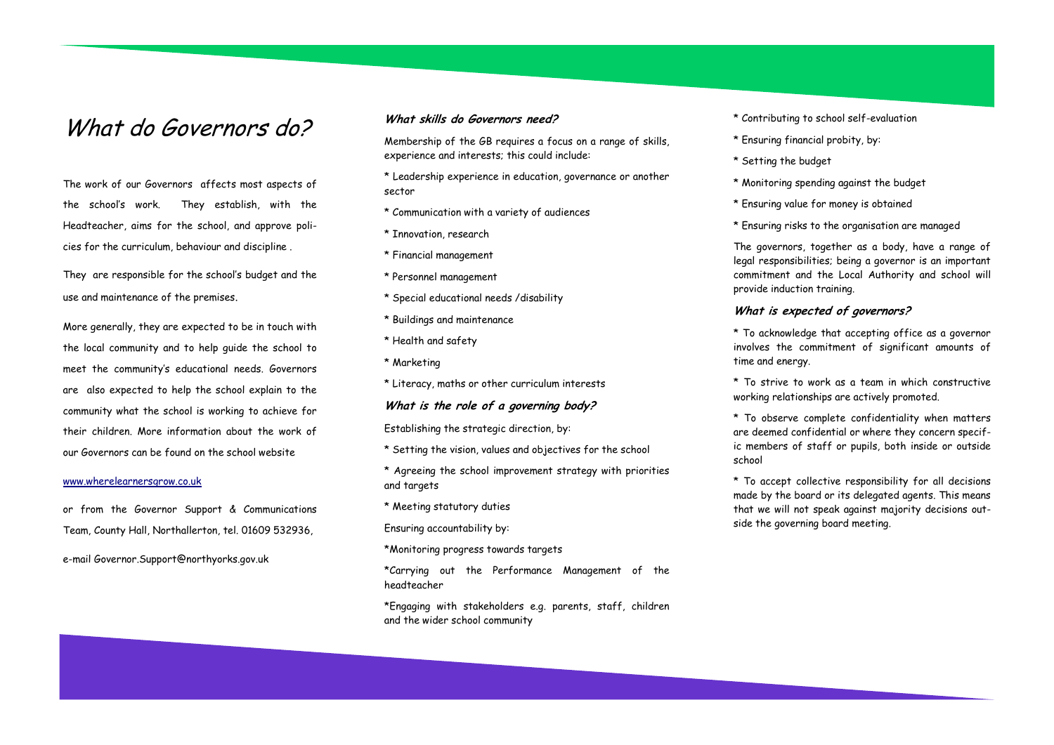# What do Governors do?

The work of our Governors affects most aspects of the school's work. They establish, with the Headteacher, aims for the school, and approve policies for the curriculum, behaviour and discipline .

They are responsible for the school's budget and the use and maintenance of the premises.

More generally, they are expected to be in touch with the local community and to help guide the school to meet the community's educational needs. Governors are also expected to help the school explain to the community what the school is working to achieve for their children. More information about the work of our Governors can be found on the school website

[www.wherelearnersgrow.co.uk](http://www.wherelearnersgrow.co.uk)

or from the Governor Support & Communications Team, County Hall, Northallerton, tel. 01609 532936,

e-mail Governor.Support@northyorks.gov.uk

### What skills do Governors need?

Membership of the GB requires a focus on a range of skills, experience and interests; this could include:

* Leadership experience in education, governance or another sector
* Communication with a variety of audiences
* Innovation, research
* Financial management
* Personnel management
* Special educational needs /disability
* Buildings and maintenance
* Health and safety
* Marketing
* Literacy, maths or other curriculum interests

### What is the role of a governing body?

Establishing the strategic direction, by:

* Setting the vision, values and objectives for the school
* Agreeing the school improvement strategy with priorities and targets
* Meeting statutory duties

Ensuring accountability by:

*Monitoring progress towards targets

*Carrying out the Performance Management of the headteacher

*Engaging with stakeholders e.g. parents, staff, children and the wider school community

* Contributing to school self-evaluation
* Ensuring financial probity, by:
* Setting the budget
* Monitoring spending against the budget
* Ensuring value for money is obtained
* Ensuring risks to the organisation are managed

The governors, together as a body, have a range of legal responsibilities; being a governor is an important commitment and the Local Authority and school will provide induction training.

### What is expected of governors?

* To acknowledge that accepting office as a governor involves the commitment of significant amounts of time and energy.
* To strive to work as a team in which constructive working relationships are actively promoted.
* To observe complete confidentiality when matters are deemed confidential or where they concern specific members of staff or pupils, both inside or outside school
* To accept collective responsibility for all decisions made by the board or its delegated agents. This means that we will not speak against majority decisions outside the governing board meeting.